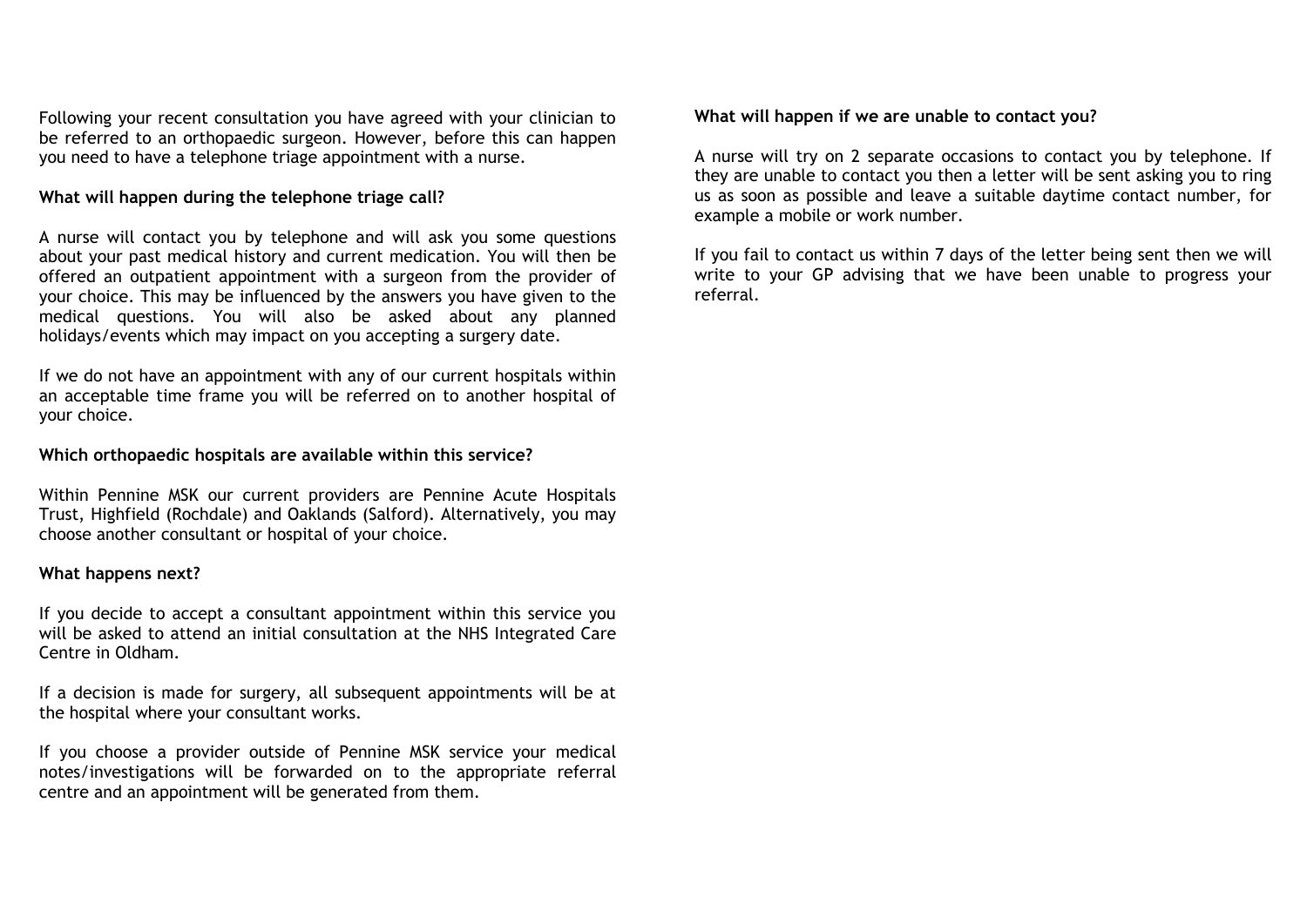Following your recent consultation you have agreed with your clinician to be referred to an orthopaedic surgeon. However, before this can happen you need to have a telephone triage appointment with a nurse.

**What will happen during the telephone triage call?**

A nurse will contact you by telephone and will ask you some questions about your past medical history and current medication. You will then be offered an outpatient appointment with a surgeon from the provider of your choice. This may be influenced by the answers you have given to the medical questions. You will also be asked about any planned holidays/events which may impact on you accepting a surgery date.

If we do not have an appointment with any of our current hospitals within an acceptable time frame you will be referred on to another hospital of your choice.

**Which orthopaedic hospitals are available within this service?**

Within Pennine MSK our current providers are Pennine Acute Hospitals Trust, Highfield (Rochdale) and Oaklands (Salford). Alternatively, you may choose another consultant or hospital of your choice.

**What happens next?**

If you decide to accept a consultant appointment within this service you will be asked to attend an initial consultation at the NHS Integrated Care Centre in Oldham.

If a decision is made for surgery, all subsequent appointments will be at the hospital where your consultant works.

If you choose a provider outside of Pennine MSK service your medical notes/investigations will be forwarded on to the appropriate referral centre and an appointment will be generated from them.

**What will happen if we are unable to contact you?**

A nurse will try on 2 separate occasions to contact you by telephone. If they are unable to contact you then a letter will be sent asking you to ring us as soon as possible and leave a suitable daytime contact number, for example a mobile or work number.

If you fail to contact us within 7 days of the letter being sent then we will write to your GP advising that we have been unable to progress your referral.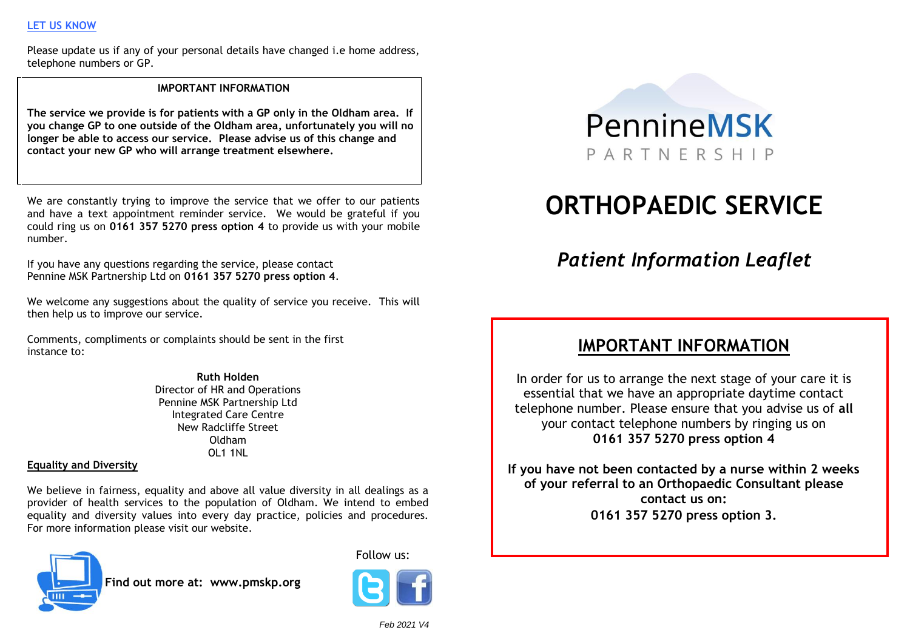## LET US KNOW

Please update us if any of your personal details have changed i.e home address, telephone numbers or GP.

**IMPORTANT INFORMATION**

**The service we provide is for patients with a GP only in the Oldham area. If you change GP to one outside of the Oldham area, unfortunately you will no longer be able to access our service. Please advise us of this change and contact your new GP who will arrange treatment elsewhere.**

We are constantly trying to improve the service that we offer to our patients and have a text appointment reminder service. We would be grateful if you could ring us on **0161 357 5270 press option 4** to provide us with your mobile number.

If you have any questions regarding the service, please contact Pennine MSK Partnership Ltd on **0161 357 5270 press option 4**.

We welcome any suggestions about the quality of service you receive. This will then help us to improve our service.

Comments, compliments or complaints should be sent in the first instance to:

**Ruth Holden**
Director of HR and Operations
Pennine MSK Partnership Ltd
Integrated Care Centre
New Radcliffe Street
Oldham
OL1 1NL

## Equality and Diversity

We believe in fairness, equality and above all value diversity in all dealings as a provider of health services to the population of Oldham. We intend to embed equality and diversity values into every day practice, policies and procedures. For more information please visit our website.

**Find out more at: www.pmskp.org**

Follow us:

Feb 2021 V4

PennineMSK PARTNERSHIP

# ORTHOPAEDIC SERVICE

## *Patient Information Leaflet*

## IMPORTANT INFORMATION

In order for us to arrange the next stage of your care it is essential that we have an appropriate daytime contact telephone number. Please ensure that you advise us of **all** your contact telephone numbers by ringing us on
**0161 357 5270 press option 4**

**If you have not been contacted by a nurse within 2 weeks of your referral to an Orthopaedic Consultant please contact us on:**
**0161 357 5270 press option 3.**